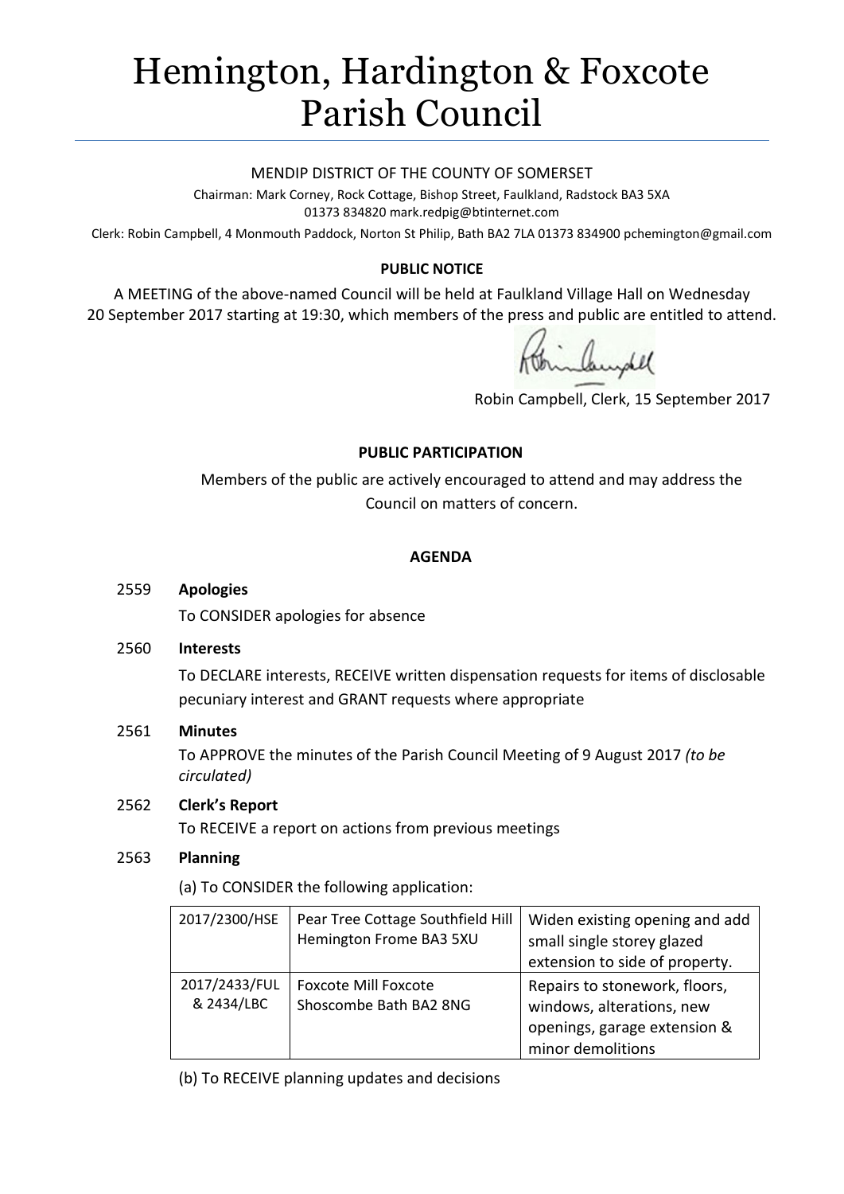# Hemington, Hardington & Foxcote Parish Council

MENDIP DISTRICT OF THE COUNTY OF SOMERSET

Chairman: Mark Corney, Rock Cottage, Bishop Street, Faulkland, Radstock BA3 5XA
01373 834820 mark.redpig@btinternet.com

Clerk: Robin Campbell, 4 Monmouth Paddock, Norton St Philip, Bath BA2 7LA 01373 834900 pchemington@gmail.com

**PUBLIC NOTICE**

A MEETING of the above-named Council will be held at Faulkland Village Hall on Wednesday 20 September 2017 starting at 19:30, which members of the press and public are entitled to attend.

Robin Campbell, Clerk, 15 September 2017

**PUBLIC PARTICIPATION**

Members of the public are actively encouraged to attend and may address the Council on matters of concern.

**AGENDA**

2559 **Apologies**

To CONSIDER apologies for absence

2560 **Interests**

To DECLARE interests, RECEIVE written dispensation requests for items of disclosable pecuniary interest and GRANT requests where appropriate

2561 **Minutes**

To APPROVE the minutes of the Parish Council Meeting of 9 August 2017 *(to be circulated)*

2562 **Clerk's Report**

To RECEIVE a report on actions from previous meetings

2563 **Planning**

(a) To CONSIDER the following application:

| | | |
|---|---|---|
| 2017/2300/HSE | Pear Tree Cottage Southfield Hill Hemington Frome BA3 5XU | Widen existing opening and add small single storey glazed extension to side of property. |
| 2017/2433/FUL & 2434/LBC | Foxcote Mill Foxcote Shoscombe Bath BA2 8NG | Repairs to stonework, floors, windows, alterations, new openings, garage extension & minor demolitions |

(b) To RECEIVE planning updates and decisions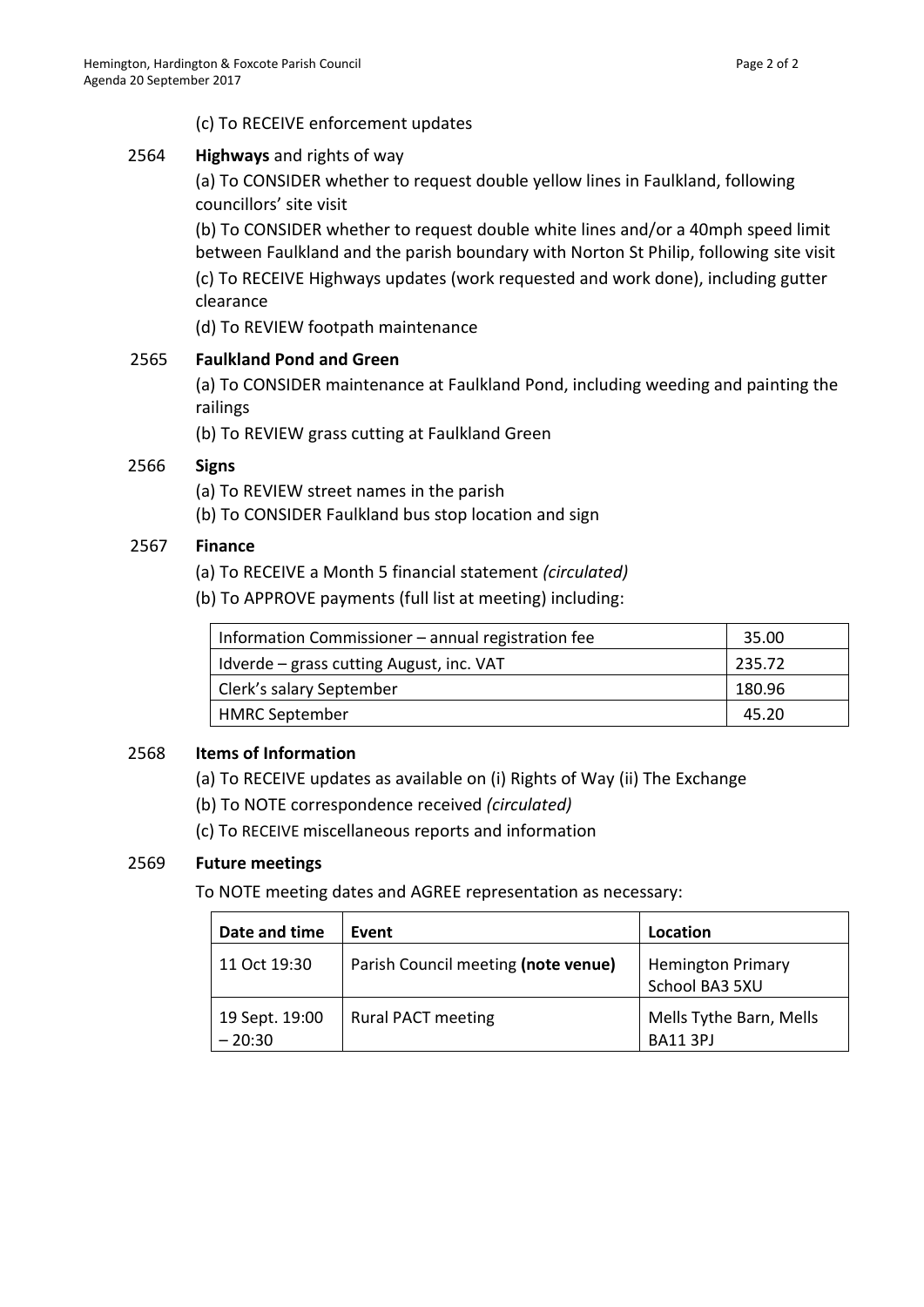(c) To RECEIVE enforcement updates

2564 **Highways** and rights of way

(a) To CONSIDER whether to request double yellow lines in Faulkland, following councillors' site visit

(b) To CONSIDER whether to request double white lines and/or a 40mph speed limit between Faulkland and the parish boundary with Norton St Philip, following site visit

(c) To RECEIVE Highways updates (work requested and work done), including gutter clearance

(d) To REVIEW footpath maintenance

2565 **Faulkland Pond and Green**

(a) To CONSIDER maintenance at Faulkland Pond, including weeding and painting the railings

(b) To REVIEW grass cutting at Faulkland Green

2566 **Signs**

(a) To REVIEW street names in the parish

(b) To CONSIDER Faulkland bus stop location and sign

2567 **Finance**

(a) To RECEIVE a Month 5 financial statement *(circulated)*

(b) To APPROVE payments (full list at meeting) including:

| | |
|---|---|
| Information Commissioner – annual registration fee | 35.00 |
| Idverde – grass cutting August, inc. VAT | 235.72 |
| Clerk's salary September | 180.96 |
| HMRC September | 45.20 |

2568 **Items of Information**

(a) To RECEIVE updates as available on (i) Rights of Way (ii) The Exchange

(b) To NOTE correspondence received *(circulated)*

(c) To RECEIVE miscellaneous reports and information

2569 **Future meetings**

To NOTE meeting dates and AGREE representation as necessary:

| Date and time | Event | Location |
|---|---|---|
| 11 Oct 19:30 | Parish Council meeting **(note venue)** | Hemington Primary School BA3 5XU |
| 19 Sept. 19:00 – 20:30 | Rural PACT meeting | Mells Tythe Barn, Mells BA11 3PJ |